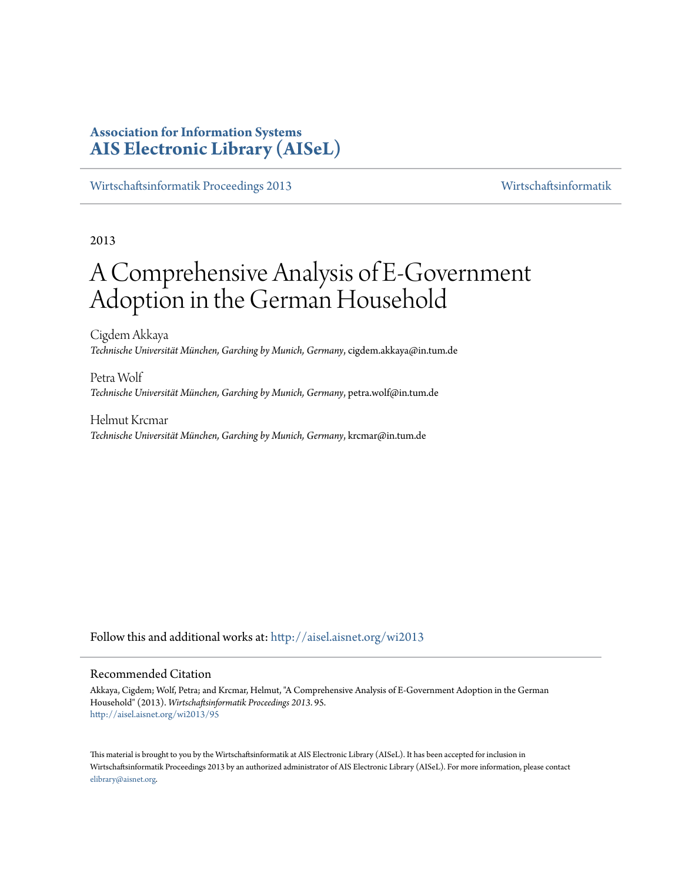**Association for Information Systems**
**AIS Electronic Library (AISeL)**

Wirtschaftsinformatik Proceedings 2013 | Wirtschaftsinformatik

2013

# A Comprehensive Analysis of E-Government Adoption in the German Household

Cigdem Akkaya
*Technische Universität München, Garching by Munich, Germany*, cigdem.akkaya@in.tum.de

Petra Wolf
*Technische Universität München, Garching by Munich, Germany*, petra.wolf@in.tum.de

Helmut Krcmar
*Technische Universität München, Garching by Munich, Germany*, krcmar@in.tum.de

Follow this and additional works at: http://aisel.aisnet.org/wi2013

## Recommended Citation

Akkaya, Cigdem; Wolf, Petra; and Krcmar, Helmut, "A Comprehensive Analysis of E-Government Adoption in the German Household" (2013). *Wirtschaftsinformatik Proceedings 2013*. 95.
http://aisel.aisnet.org/wi2013/95

This material is brought to you by the Wirtschaftsinformatik at AIS Electronic Library (AISeL). It has been accepted for inclusion in Wirtschaftsinformatik Proceedings 2013 by an authorized administrator of AIS Electronic Library (AISeL). For more information, please contact elibrary@aisnet.org.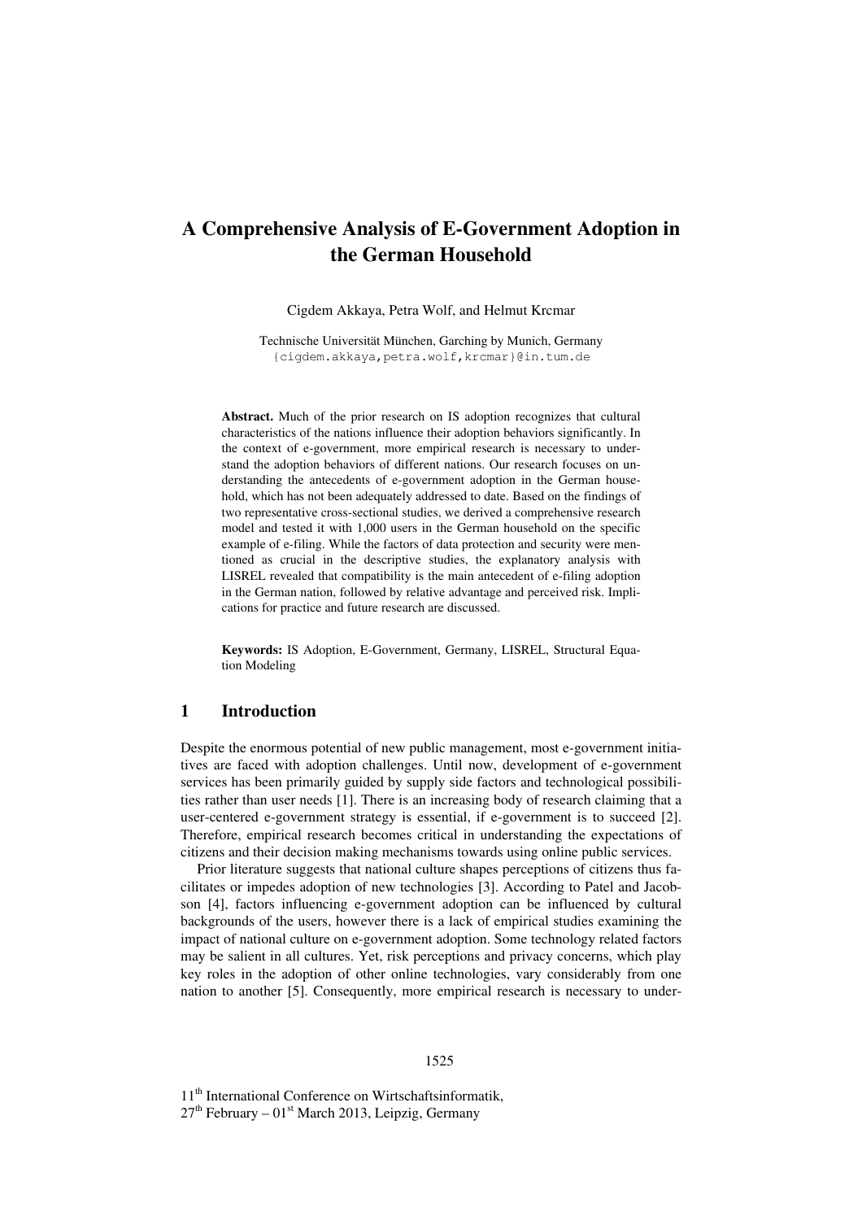# A Comprehensive Analysis of E-Government Adoption in the German Household

Cigdem Akkaya, Petra Wolf, and Helmut Krcmar

Technische Universität München, Garching by Munich, Germany
{cigdem.akkaya,petra.wolf,krcmar}@in.tum.de

**Abstract.** Much of the prior research on IS adoption recognizes that cultural characteristics of the nations influence their adoption behaviors significantly. In the context of e-government, more empirical research is necessary to understand the adoption behaviors of different nations. Our research focuses on understanding the antecedents of e-government adoption in the German household, which has not been adequately addressed to date. Based on the findings of two representative cross-sectional studies, we derived a comprehensive research model and tested it with 1,000 users in the German household on the specific example of e-filing. While the factors of data protection and security were mentioned as crucial in the descriptive studies, the explanatory analysis with LISREL revealed that compatibility is the main antecedent of e-filing adoption in the German nation, followed by relative advantage and perceived risk. Implications for practice and future research are discussed.

**Keywords:** IS Adoption, E-Government, Germany, LISREL, Structural Equation Modeling

## 1 Introduction

Despite the enormous potential of new public management, most e-government initiatives are faced with adoption challenges. Until now, development of e-government services has been primarily guided by supply side factors and technological possibilities rather than user needs [1]. There is an increasing body of research claiming that a user-centered e-government strategy is essential, if e-government is to succeed [2]. Therefore, empirical research becomes critical in understanding the expectations of citizens and their decision making mechanisms towards using online public services.

Prior literature suggests that national culture shapes perceptions of citizens thus facilitates or impedes adoption of new technologies [3]. According to Patel and Jacobson [4], factors influencing e-government adoption can be influenced by cultural backgrounds of the users, however there is a lack of empirical studies examining the impact of national culture on e-government adoption. Some technology related factors may be salient in all cultures. Yet, risk perceptions and privacy concerns, which play key roles in the adoption of other online technologies, vary considerably from one nation to another [5]. Consequently, more empirical research is necessary to under-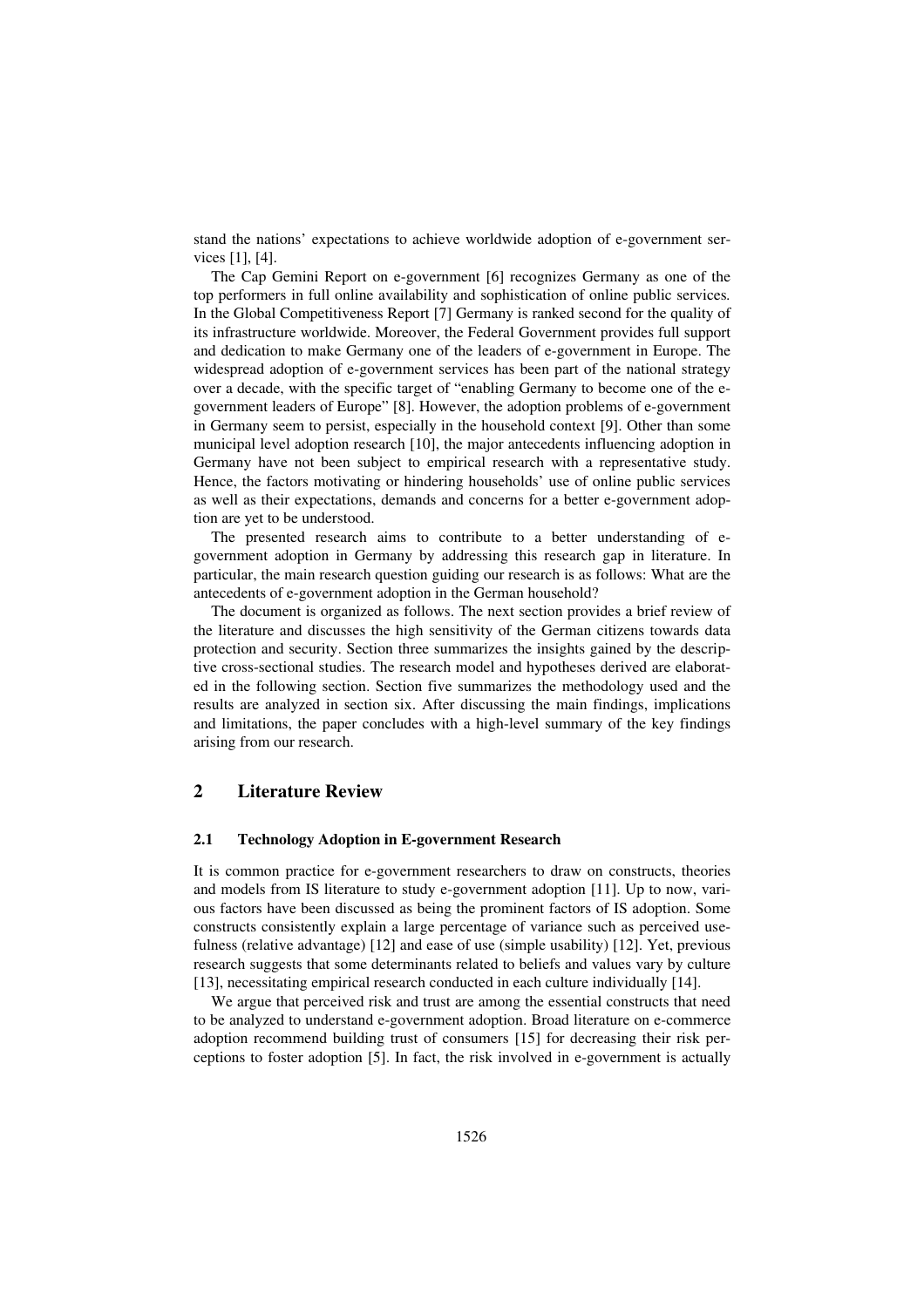stand the nations' expectations to achieve worldwide adoption of e-government services [1], [4].

The Cap Gemini Report on e-government [6] recognizes Germany as one of the top performers in full online availability and sophistication of online public services. In the Global Competitiveness Report [7] Germany is ranked second for the quality of its infrastructure worldwide. Moreover, the Federal Government provides full support and dedication to make Germany one of the leaders of e-government in Europe. The widespread adoption of e-government services has been part of the national strategy over a decade, with the specific target of "enabling Germany to become one of the e-government leaders of Europe" [8]. However, the adoption problems of e-government in Germany seem to persist, especially in the household context [9]. Other than some municipal level adoption research [10], the major antecedents influencing adoption in Germany have not been subject to empirical research with a representative study. Hence, the factors motivating or hindering households' use of online public services as well as their expectations, demands and concerns for a better e-government adoption are yet to be understood.

The presented research aims to contribute to a better understanding of e-government adoption in Germany by addressing this research gap in literature. In particular, the main research question guiding our research is as follows: What are the antecedents of e-government adoption in the German household?

The document is organized as follows. The next section provides a brief review of the literature and discusses the high sensitivity of the German citizens towards data protection and security. Section three summarizes the insights gained by the descriptive cross-sectional studies. The research model and hypotheses derived are elaborated in the following section. Section five summarizes the methodology used and the results are analyzed in section six. After discussing the main findings, implications and limitations, the paper concludes with a high-level summary of the key findings arising from our research.

## 2 Literature Review

### 2.1 Technology Adoption in E-government Research

It is common practice for e-government researchers to draw on constructs, theories and models from IS literature to study e-government adoption [11]. Up to now, various factors have been discussed as being the prominent factors of IS adoption. Some constructs consistently explain a large percentage of variance such as perceived usefulness (relative advantage) [12] and ease of use (simple usability) [12]. Yet, previous research suggests that some determinants related to beliefs and values vary by culture [13], necessitating empirical research conducted in each culture individually [14].

We argue that perceived risk and trust are among the essential constructs that need to be analyzed to understand e-government adoption. Broad literature on e-commerce adoption recommend building trust of consumers [15] for decreasing their risk perceptions to foster adoption [5]. In fact, the risk involved in e-government is actually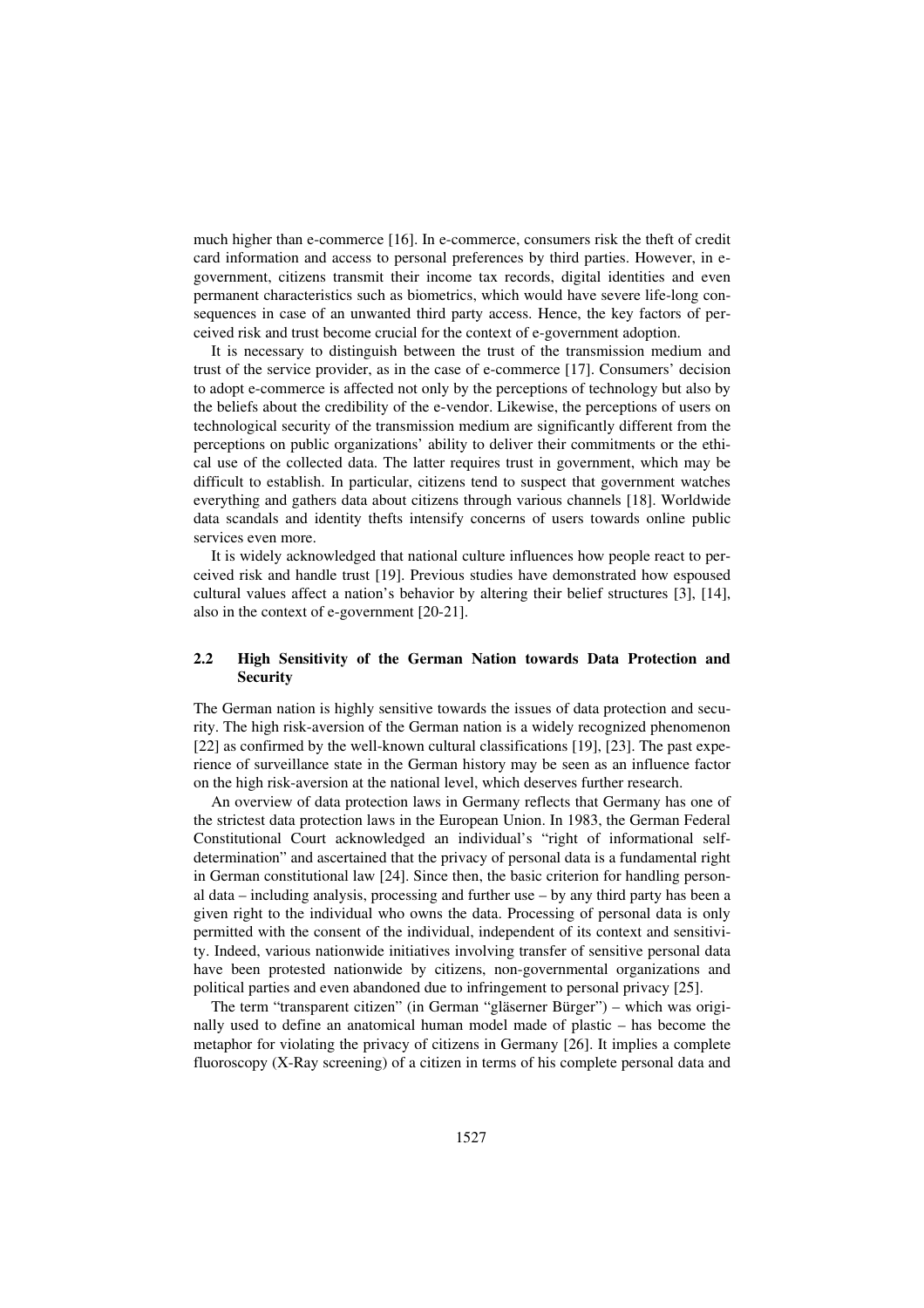much higher than e-commerce [16]. In e-commerce, consumers risk the theft of credit card information and access to personal preferences by third parties. However, in e-government, citizens transmit their income tax records, digital identities and even permanent characteristics such as biometrics, which would have severe life-long consequences in case of an unwanted third party access. Hence, the key factors of perceived risk and trust become crucial for the context of e-government adoption.

It is necessary to distinguish between the trust of the transmission medium and trust of the service provider, as in the case of e-commerce [17]. Consumers' decision to adopt e-commerce is affected not only by the perceptions of technology but also by the beliefs about the credibility of the e-vendor. Likewise, the perceptions of users on technological security of the transmission medium are significantly different from the perceptions on public organizations' ability to deliver their commitments or the ethical use of the collected data. The latter requires trust in government, which may be difficult to establish. In particular, citizens tend to suspect that government watches everything and gathers data about citizens through various channels [18]. Worldwide data scandals and identity thefts intensify concerns of users towards online public services even more.

It is widely acknowledged that national culture influences how people react to perceived risk and handle trust [19]. Previous studies have demonstrated how espoused cultural values affect a nation's behavior by altering their belief structures [3], [14], also in the context of e-government [20-21].

### 2.2 High Sensitivity of the German Nation towards Data Protection and Security

The German nation is highly sensitive towards the issues of data protection and security. The high risk-aversion of the German nation is a widely recognized phenomenon [22] as confirmed by the well-known cultural classifications [19], [23]. The past experience of surveillance state in the German history may be seen as an influence factor on the high risk-aversion at the national level, which deserves further research.

An overview of data protection laws in Germany reflects that Germany has one of the strictest data protection laws in the European Union. In 1983, the German Federal Constitutional Court acknowledged an individual's "right of informational self-determination" and ascertained that the privacy of personal data is a fundamental right in German constitutional law [24]. Since then, the basic criterion for handling personal data – including analysis, processing and further use – by any third party has been a given right to the individual who owns the data. Processing of personal data is only permitted with the consent of the individual, independent of its context and sensitivity. Indeed, various nationwide initiatives involving transfer of sensitive personal data have been protested nationwide by citizens, non-governmental organizations and political parties and even abandoned due to infringement to personal privacy [25].

The term "transparent citizen" (in German "gläserner Bürger") – which was originally used to define an anatomical human model made of plastic – has become the metaphor for violating the privacy of citizens in Germany [26]. It implies a complete fluoroscopy (X-Ray screening) of a citizen in terms of his complete personal data and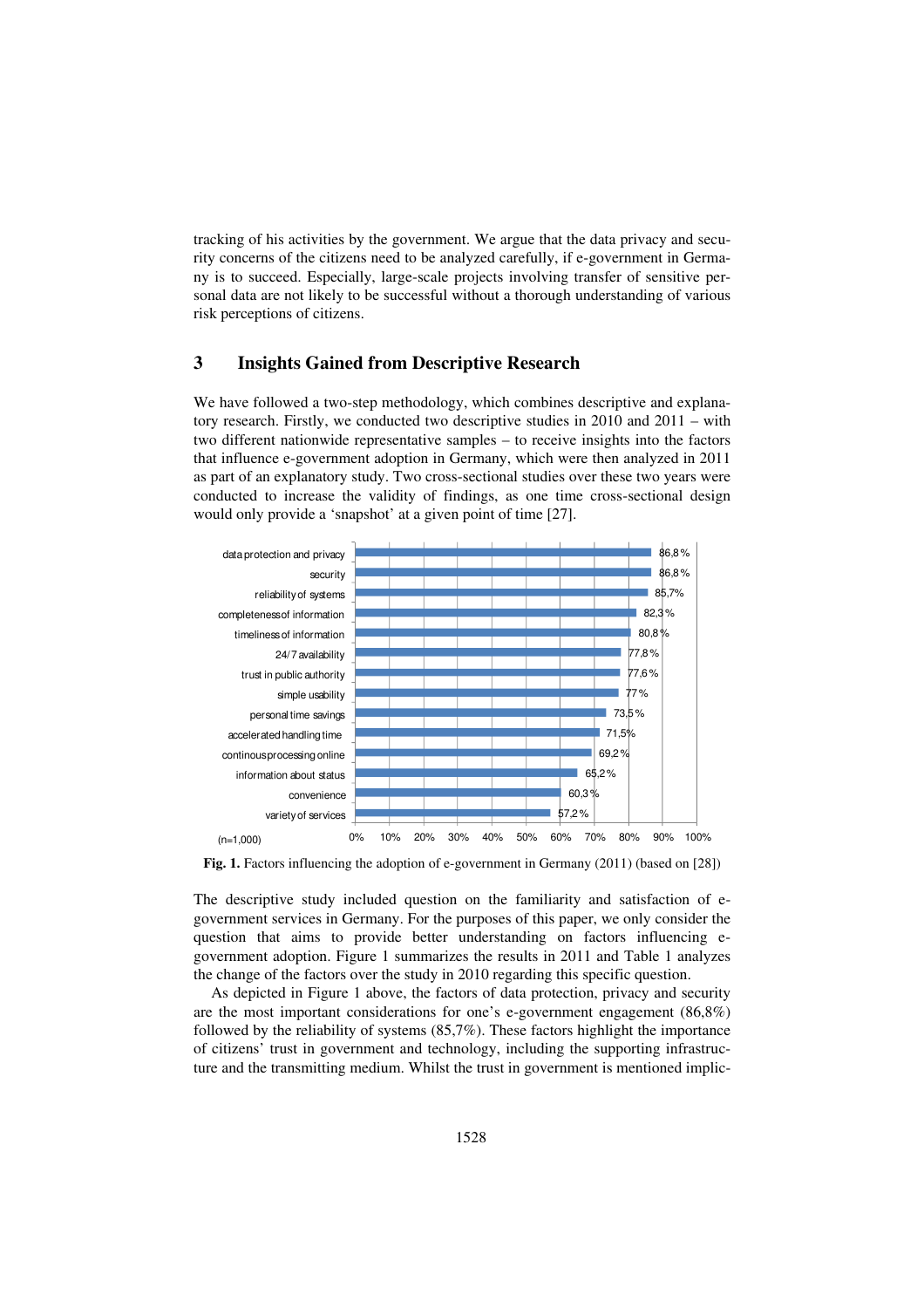tracking of his activities by the government. We argue that the data privacy and security concerns of the citizens need to be analyzed carefully, if e-government in Germany is to succeed. Especially, large-scale projects involving transfer of sensitive personal data are not likely to be successful without a thorough understanding of various risk perceptions of citizens.

## 3 Insights Gained from Descriptive Research

We have followed a two-step methodology, which combines descriptive and explanatory research. Firstly, we conducted two descriptive studies in 2010 and 2011 – with two different nationwide representative samples – to receive insights into the factors that influence e-government adoption in Germany, which were then analyzed in 2011 as part of an explanatory study. Two cross-sectional studies over these two years were conducted to increase the validity of findings, as one time cross-sectional design would only provide a 'snapshot' at a given point of time [27].

| Factor (n=1,000) | % |
|---|---|
| data protection and privacy | 86,8% |
| security | 86,8% |
| reliability of systems | 85,7% |
| completeness of information | 82,3% |
| timeliness of information | 80,8% |
| 24/7 availability | 77,8% |
| trust in public authority | 77,6% |
| simple usability | 77% |
| personal time savings | 73,5% |
| accelerated handling time | 71,5% |
| continous processing online | 69,2% |
| information about status | 65,2% |
| convenience | 60,3% |
| variety of services | 57,2% |

**Fig. 1.** Factors influencing the adoption of e-government in Germany (2011) (based on [28])

The descriptive study included question on the familiarity and satisfaction of e-government services in Germany. For the purposes of this paper, we only consider the question that aims to provide better understanding on factors influencing e-government adoption. Figure 1 summarizes the results in 2011 and Table 1 analyzes the change of the factors over the study in 2010 regarding this specific question.

As depicted in Figure 1 above, the factors of data protection, privacy and security are the most important considerations for one's e-government engagement (86,8%) followed by the reliability of systems (85,7%). These factors highlight the importance of citizens' trust in government and technology, including the supporting infrastructure and the transmitting medium. Whilst the trust in government is mentioned implic-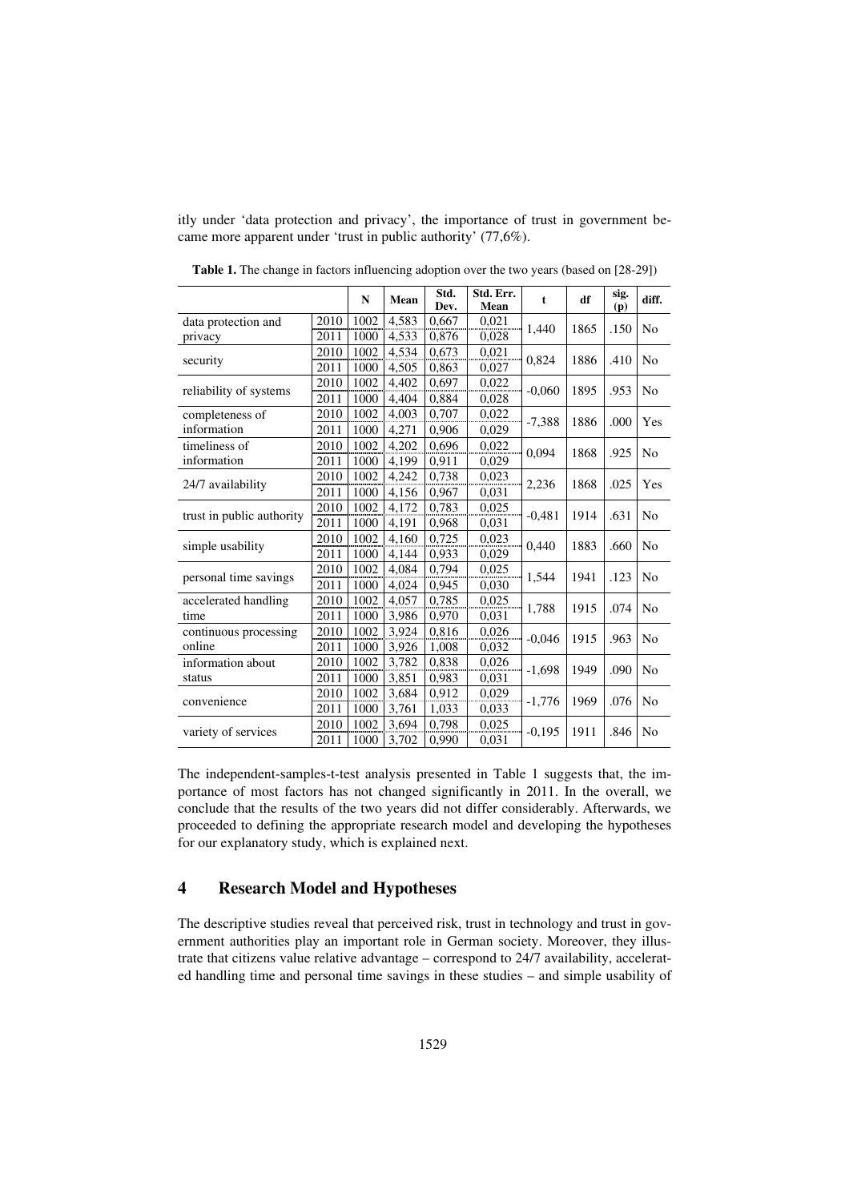itly under 'data protection and privacy', the importance of trust in government became more apparent under 'trust in public authority' (77,6%).

**Table 1.** The change in factors influencing adoption over the two years (based on [28-29])

| | | N | Mean | Std. Dev. | Std. Err. Mean | t | df | sig. (p) | diff. |
|---|---|---|---|---|---|---|---|---|---|
| data protection and privacy | 2010 | 1002 | 4,583 | 0,667 | 0,021 | 1,440 | 1865 | .150 | No |
| | 2011 | 1000 | 4,533 | 0,876 | 0,028 | | | | |
| security | 2010 | 1002 | 4,534 | 0,673 | 0,021 | 0,824 | 1886 | .410 | No |
| | 2011 | 1000 | 4,505 | 0,863 | 0,027 | | | | |
| reliability of systems | 2010 | 1002 | 4,402 | 0,697 | 0,022 | -0,060 | 1895 | .953 | No |
| | 2011 | 1000 | 4,404 | 0,884 | 0,028 | | | | |
| completeness of information | 2010 | 1002 | 4,003 | 0,707 | 0,022 | -7,388 | 1886 | .000 | Yes |
| | 2011 | 1000 | 4,271 | 0,906 | 0,029 | | | | |
| timeliness of information | 2010 | 1002 | 4,202 | 0,696 | 0,022 | 0,094 | 1868 | .925 | No |
| | 2011 | 1000 | 4,199 | 0,911 | 0,029 | | | | |
| 24/7 availability | 2010 | 1002 | 4,242 | 0,738 | 0,023 | 2,236 | 1868 | .025 | Yes |
| | 2011 | 1000 | 4,156 | 0,967 | 0,031 | | | | |
| trust in public authority | 2010 | 1002 | 4,172 | 0,783 | 0,025 | -0,481 | 1914 | .631 | No |
| | 2011 | 1000 | 4,191 | 0,968 | 0,031 | | | | |
| simple usability | 2010 | 1002 | 4,160 | 0,725 | 0,023 | 0,440 | 1883 | .660 | No |
| | 2011 | 1000 | 4,144 | 0,933 | 0,029 | | | | |
| personal time savings | 2010 | 1002 | 4,084 | 0,794 | 0,025 | 1,544 | 1941 | .123 | No |
| | 2011 | 1000 | 4,024 | 0,945 | 0,030 | | | | |
| accelerated handling time | 2010 | 1002 | 4,057 | 0,785 | 0,025 | 1,788 | 1915 | .074 | No |
| | 2011 | 1000 | 3,986 | 0,970 | 0,031 | | | | |
| continuous processing online | 2010 | 1002 | 3,924 | 0,816 | 0,026 | -0,046 | 1915 | .963 | No |
| | 2011 | 1000 | 3,926 | 1,008 | 0,032 | | | | |
| information about status | 2010 | 1002 | 3,782 | 0,838 | 0,026 | -1,698 | 1949 | .090 | No |
| | 2011 | 1000 | 3,851 | 0,983 | 0,031 | | | | |
| convenience | 2010 | 1002 | 3,684 | 0,912 | 0,029 | -1,776 | 1969 | .076 | No |
| | 2011 | 1000 | 3,761 | 1,033 | 0,033 | | | | |
| variety of services | 2010 | 1002 | 3,694 | 0,798 | 0,025 | -0,195 | 1911 | .846 | No |
| | 2011 | 1000 | 3,702 | 0,990 | 0,031 | | | | |

The independent-samples-t-test analysis presented in Table 1 suggests that, the importance of most factors has not changed significantly in 2011. In the overall, we conclude that the results of the two years did not differ considerably. Afterwards, we proceeded to defining the appropriate research model and developing the hypotheses for our explanatory study, which is explained next.

## 4 Research Model and Hypotheses

The descriptive studies reveal that perceived risk, trust in technology and trust in government authorities play an important role in German society. Moreover, they illustrate that citizens value relative advantage – correspond to 24/7 availability, accelerated handling time and personal time savings in these studies – and simple usability of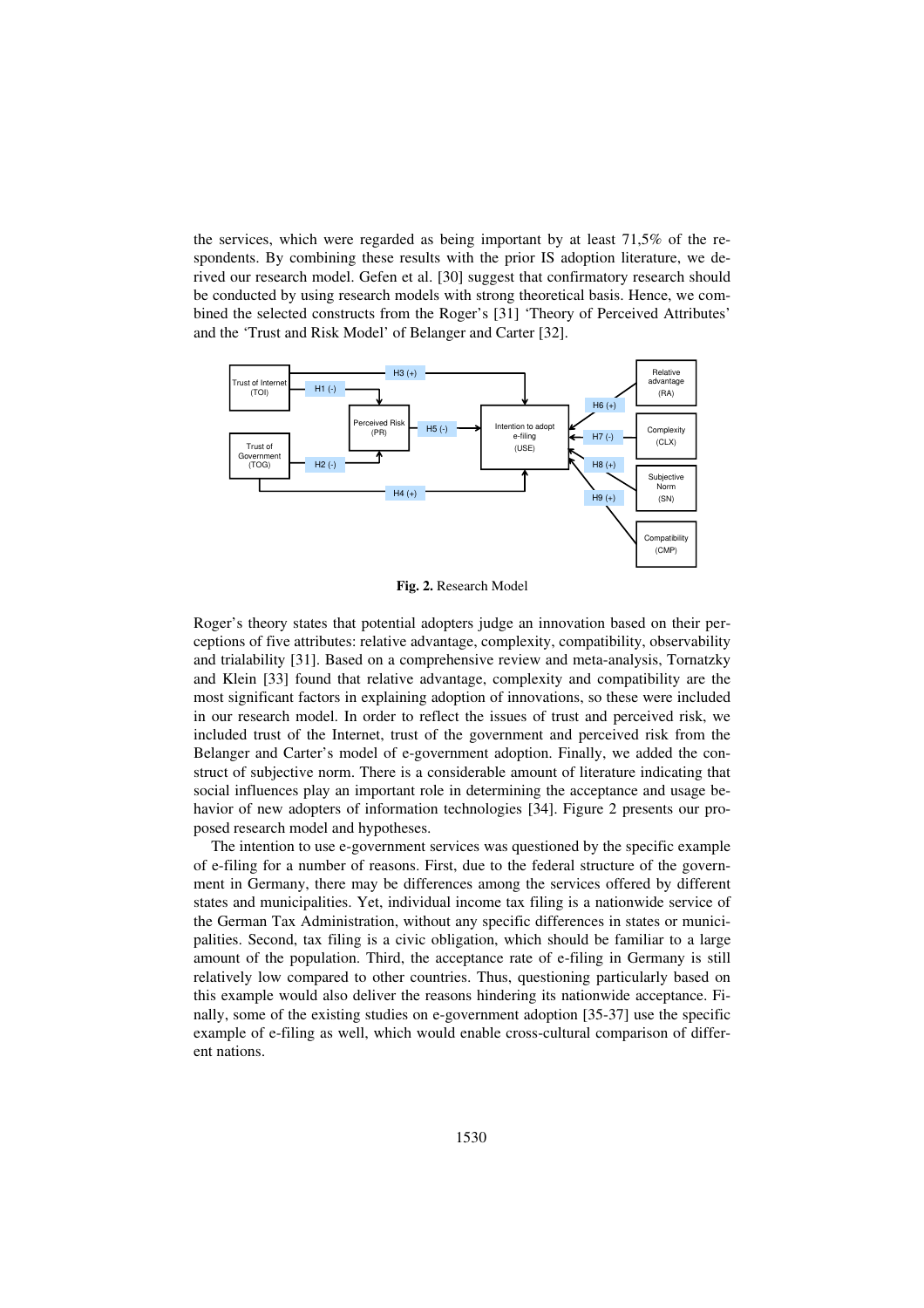the services, which were regarded as being important by at least 71,5% of the respondents. By combining these results with the prior IS adoption literature, we derived our research model. Gefen et al. [30] suggest that confirmatory research should be conducted by using research models with strong theoretical basis. Hence, we combined the selected constructs from the Roger's [31] 'Theory of Perceived Attributes' and the 'Trust and Risk Model' of Belanger and Carter [32].

**Fig. 2.** Research Model

Roger's theory states that potential adopters judge an innovation based on their perceptions of five attributes: relative advantage, complexity, compatibility, observability and trialability [31]. Based on a comprehensive review and meta-analysis, Tornatzky and Klein [33] found that relative advantage, complexity and compatibility are the most significant factors in explaining adoption of innovations, so these were included in our research model. In order to reflect the issues of trust and perceived risk, we included trust of the Internet, trust of the government and perceived risk from the Belanger and Carter's model of e-government adoption. Finally, we added the construct of subjective norm. There is a considerable amount of literature indicating that social influences play an important role in determining the acceptance and usage behavior of new adopters of information technologies [34]. Figure 2 presents our proposed research model and hypotheses.

The intention to use e-government services was questioned by the specific example of e-filing for a number of reasons. First, due to the federal structure of the government in Germany, there may be differences among the services offered by different states and municipalities. Yet, individual income tax filing is a nationwide service of the German Tax Administration, without any specific differences in states or municipalities. Second, tax filing is a civic obligation, which should be familiar to a large amount of the population. Third, the acceptance rate of e-filing in Germany is still relatively low compared to other countries. Thus, questioning particularly based on this example would also deliver the reasons hindering its nationwide acceptance. Finally, some of the existing studies on e-government adoption [35-37] use the specific example of e-filing as well, which would enable cross-cultural comparison of different nations.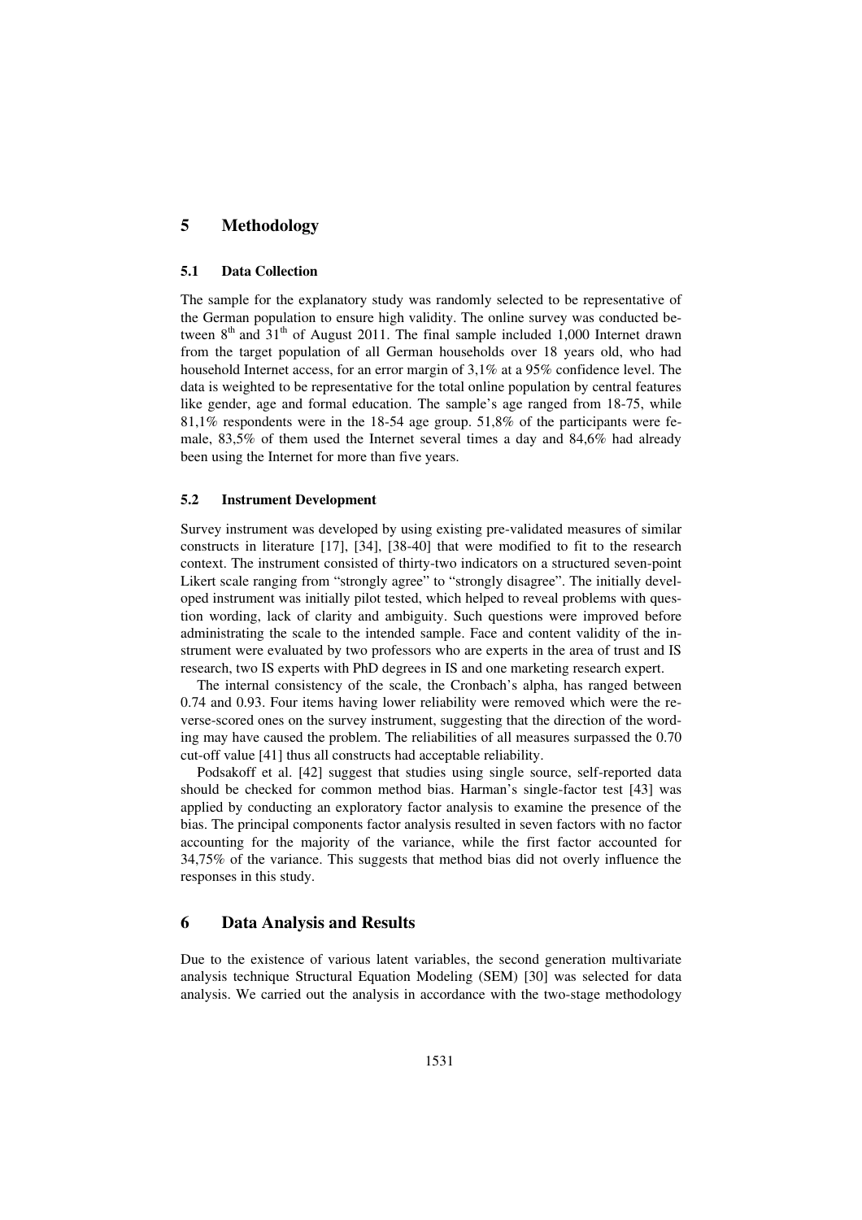## 5 Methodology

### 5.1 Data Collection

The sample for the explanatory study was randomly selected to be representative of the German population to ensure high validity. The online survey was conducted between $8^{th}$ and $31^{th}$ of August 2011. The final sample included 1,000 Internet drawn from the target population of all German households over 18 years old, who had household Internet access, for an error margin of 3,1% at a 95% confidence level. The data is weighted to be representative for the total online population by central features like gender, age and formal education. The sample's age ranged from 18-75, while 81,1% respondents were in the 18-54 age group. 51,8% of the participants were female, 83,5% of them used the Internet several times a day and 84,6% had already been using the Internet for more than five years.

### 5.2 Instrument Development

Survey instrument was developed by using existing pre-validated measures of similar constructs in literature [17], [34], [38-40] that were modified to fit to the research context. The instrument consisted of thirty-two indicators on a structured seven-point Likert scale ranging from "strongly agree" to "strongly disagree". The initially developed instrument was initially pilot tested, which helped to reveal problems with question wording, lack of clarity and ambiguity. Such questions were improved before administrating the scale to the intended sample. Face and content validity of the instrument were evaluated by two professors who are experts in the area of trust and IS research, two IS experts with PhD degrees in IS and one marketing research expert.

The internal consistency of the scale, the Cronbach's alpha, has ranged between 0.74 and 0.93. Four items having lower reliability were removed which were the reverse-scored ones on the survey instrument, suggesting that the direction of the wording may have caused the problem. The reliabilities of all measures surpassed the 0.70 cut-off value [41] thus all constructs had acceptable reliability.

Podsakoff et al. [42] suggest that studies using single source, self-reported data should be checked for common method bias. Harman's single-factor test [43] was applied by conducting an exploratory factor analysis to examine the presence of the bias. The principal components factor analysis resulted in seven factors with no factor accounting for the majority of the variance, while the first factor accounted for 34,75% of the variance. This suggests that method bias did not overly influence the responses in this study.

## 6 Data Analysis and Results

Due to the existence of various latent variables, the second generation multivariate analysis technique Structural Equation Modeling (SEM) [30] was selected for data analysis. We carried out the analysis in accordance with the two-stage methodology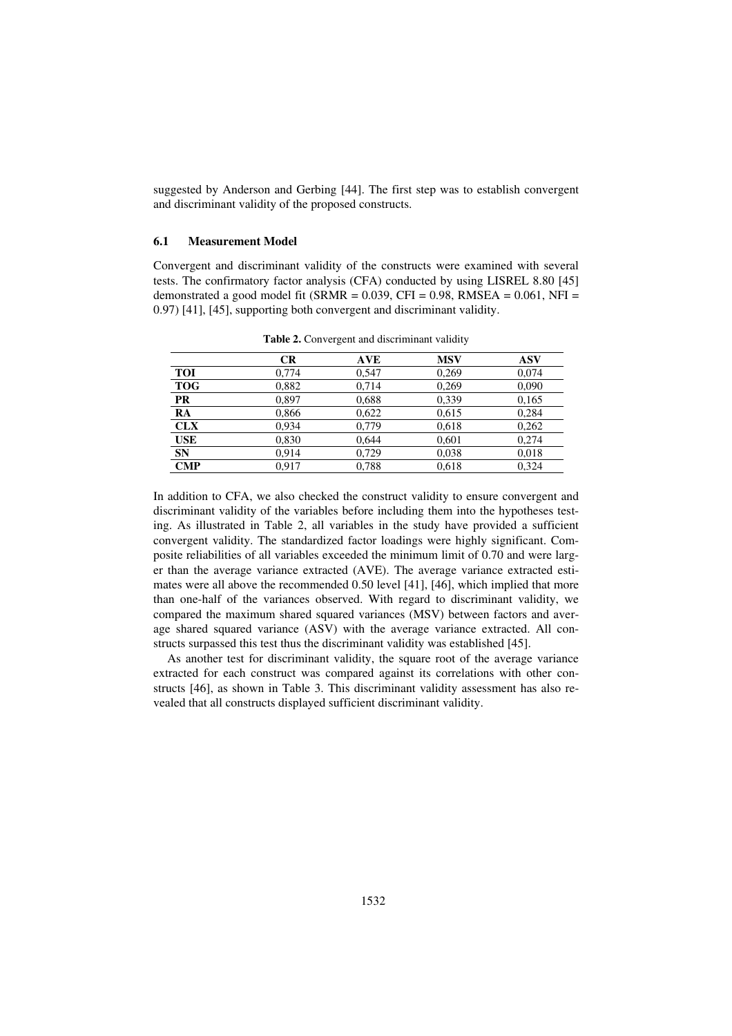suggested by Anderson and Gerbing [44]. The first step was to establish convergent and discriminant validity of the proposed constructs.

### 6.1 Measurement Model

Convergent and discriminant validity of the constructs were examined with several tests. The confirmatory factor analysis (CFA) conducted by using LISREL 8.80 [45] demonstrated a good model fit (SRMR = 0.039, CFI = 0.98, RMSEA = 0.061, NFI = 0.97) [41], [45], supporting both convergent and discriminant validity.

**Table 2.** Convergent and discriminant validity

| | CR | AVE | MSV | ASV |
|---|---|---|---|---|
| **TOI** | 0,774 | 0,547 | 0,269 | 0,074 |
| **TOG** | 0,882 | 0,714 | 0,269 | 0,090 |
| **PR** | 0,897 | 0,688 | 0,339 | 0,165 |
| **RA** | 0,866 | 0,622 | 0,615 | 0,284 |
| **CLX** | 0,934 | 0,779 | 0,618 | 0,262 |
| **USE** | 0,830 | 0,644 | 0,601 | 0,274 |
| **SN** | 0,914 | 0,729 | 0,038 | 0,018 |
| **CMP** | 0,917 | 0,788 | 0,618 | 0,324 |

In addition to CFA, we also checked the construct validity to ensure convergent and discriminant validity of the variables before including them into the hypotheses testing. As illustrated in Table 2, all variables in the study have provided a sufficient convergent validity. The standardized factor loadings were highly significant. Composite reliabilities of all variables exceeded the minimum limit of 0.70 and were larger than the average variance extracted (AVE). The average variance extracted estimates were all above the recommended 0.50 level [41], [46], which implied that more than one-half of the variances observed. With regard to discriminant validity, we compared the maximum shared squared variances (MSV) between factors and average shared squared variance (ASV) with the average variance extracted. All constructs surpassed this test thus the discriminant validity was established [45].

As another test for discriminant validity, the square root of the average variance extracted for each construct was compared against its correlations with other constructs [46], as shown in Table 3. This discriminant validity assessment has also revealed that all constructs displayed sufficient discriminant validity.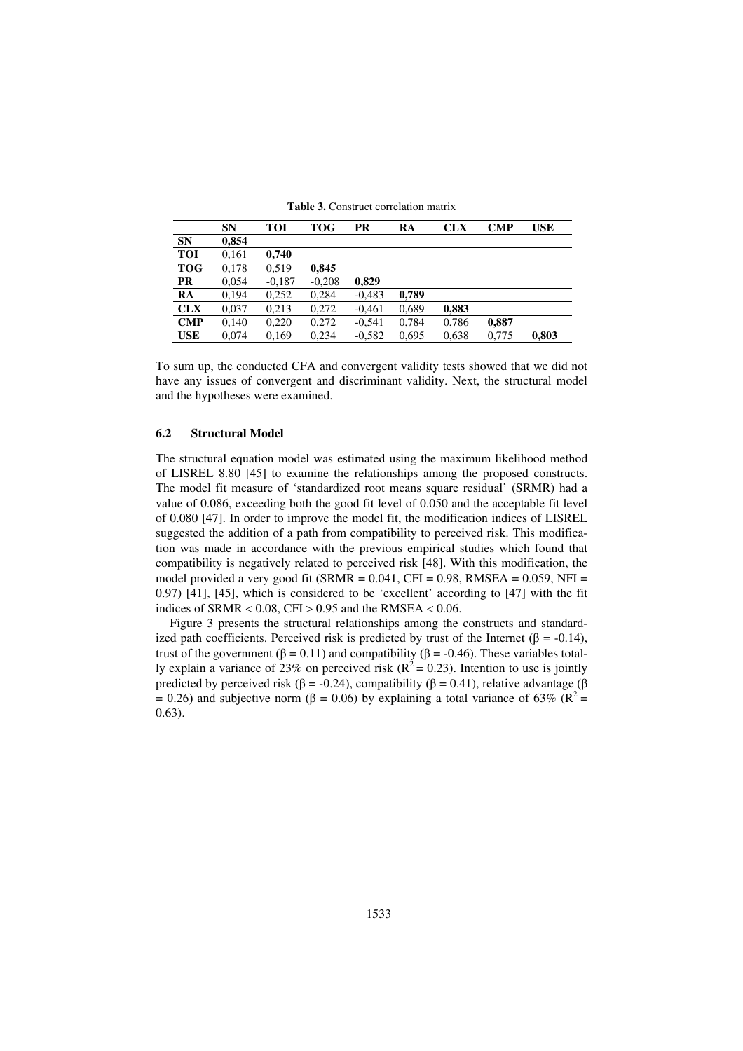**Table 3.** Construct correlation matrix

| | SN | TOI | TOG | PR | RA | CLX | CMP | USE |
|---|---|---|---|---|---|---|---|---|
| **SN** | **0,854** | | | | | | | |
| **TOI** | 0,161 | **0,740** | | | | | | |
| **TOG** | 0,178 | 0,519 | **0,845** | | | | | |
| **PR** | 0,054 | -0,187 | -0,208 | **0,829** | | | | |
| **RA** | 0,194 | 0,252 | 0,284 | -0,483 | **0,789** | | | |
| **CLX** | 0,037 | 0,213 | 0,272 | -0,461 | 0,689 | **0,883** | | |
| **CMP** | 0,140 | 0,220 | 0,272 | -0,541 | 0,784 | 0,786 | **0,887** | |
| **USE** | 0,074 | 0,169 | 0,234 | -0,582 | 0,695 | 0,638 | 0,775 | **0,803** |

To sum up, the conducted CFA and convergent validity tests showed that we did not have any issues of convergent and discriminant validity. Next, the structural model and the hypotheses were examined.

### 6.2 Structural Model

The structural equation model was estimated using the maximum likelihood method of LISREL 8.80 [45] to examine the relationships among the proposed constructs. The model fit measure of 'standardized root means square residual' (SRMR) had a value of 0.086, exceeding both the good fit level of 0.050 and the acceptable fit level of 0.080 [47]. In order to improve the model fit, the modification indices of LISREL suggested the addition of a path from compatibility to perceived risk. This modification was made in accordance with the previous empirical studies which found that compatibility is negatively related to perceived risk [48]. With this modification, the model provided a very good fit (SRMR = 0.041, CFI = 0.98, RMSEA = 0.059, NFI = 0.97) [41], [45], which is considered to be 'excellent' according to [47] with the fit indices of SRMR < 0.08, CFI > 0.95 and the RMSEA < 0.06.

Figure 3 presents the structural relationships among the constructs and standardized path coefficients. Perceived risk is predicted by trust of the Internet ($\beta = -0.14$), trust of the government ($\beta = 0.11$) and compatibility ($\beta = -0.46$). These variables totally explain a variance of 23% on perceived risk ($R^2 = 0.23$). Intention to use is jointly predicted by perceived risk ($\beta = -0.24$), compatibility ($\beta = 0.41$), relative advantage ($\beta = 0.26$) and subjective norm ($\beta = 0.06$) by explaining a total variance of 63% ($R^2 = 0.63$).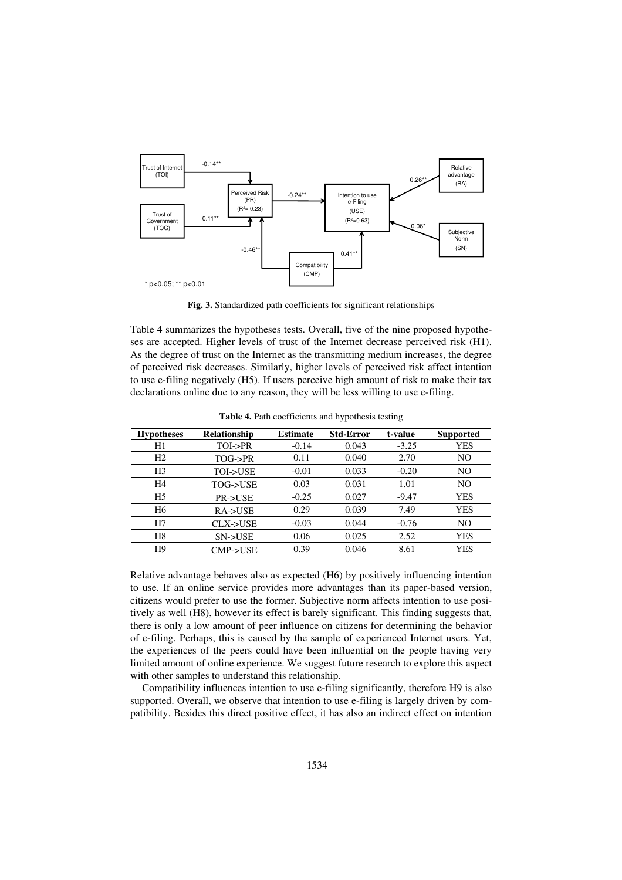**Fig. 3.** Standardized path coefficients for significant relationships

Table 4 summarizes the hypotheses tests. Overall, five of the nine proposed hypotheses are accepted. Higher levels of trust of the Internet decrease perceived risk (H1). As the degree of trust on the Internet as the transmitting medium increases, the degree of perceived risk decreases. Similarly, higher levels of perceived risk affect intention to use e-filing negatively (H5). If users perceive high amount of risk to make their tax declarations online due to any reason, they will be less willing to use e-filing.

**Table 4.** Path coefficients and hypothesis testing

| Hypotheses | Relationship | Estimate | Std-Error | t-value | Supported |
|---|---|---|---|---|---|
| H1 | TOI->PR | -0.14 | 0.043 | -3.25 | YES |
| H2 | TOG->PR | 0.11 | 0.040 | 2.70 | NO |
| H3 | TOI->USE | -0.01 | 0.033 | -0.20 | NO |
| H4 | TOG->USE | 0.03 | 0.031 | 1.01 | NO |
| H5 | PR->USE | -0.25 | 0.027 | -9.47 | YES |
| H6 | RA->USE | 0.29 | 0.039 | 7.49 | YES |
| H7 | CLX->USE | -0.03 | 0.044 | -0.76 | NO |
| H8 | SN->USE | 0.06 | 0.025 | 2.52 | YES |
| H9 | CMP->USE | 0.39 | 0.046 | 8.61 | YES |

Relative advantage behaves also as expected (H6) by positively influencing intention to use. If an online service provides more advantages than its paper-based version, citizens would prefer to use the former. Subjective norm affects intention to use positively as well (H8), however its effect is barely significant. This finding suggests that, there is only a low amount of peer influence on citizens for determining the behavior of e-filing. Perhaps, this is caused by the sample of experienced Internet users. Yet, the experiences of the peers could have been influential on the people having very limited amount of online experience. We suggest future research to explore this aspect with other samples to understand this relationship.

Compatibility influences intention to use e-filing significantly, therefore H9 is also supported. Overall, we observe that intention to use e-filing is largely driven by compatibility. Besides this direct positive effect, it has also an indirect effect on intention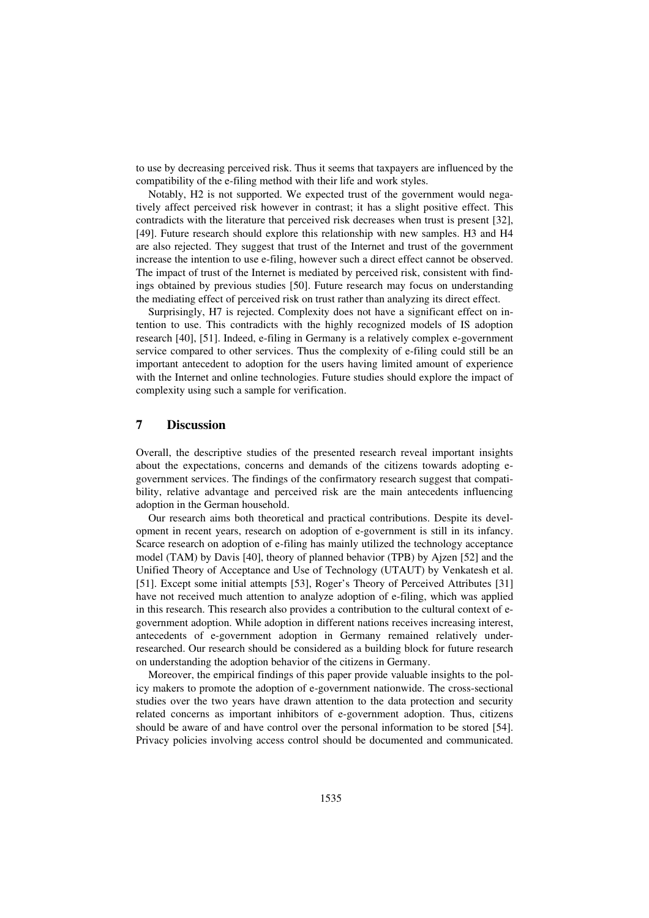to use by decreasing perceived risk. Thus it seems that taxpayers are influenced by the compatibility of the e-filing method with their life and work styles.

Notably, H2 is not supported. We expected trust of the government would negatively affect perceived risk however in contrast; it has a slight positive effect. This contradicts with the literature that perceived risk decreases when trust is present [32], [49]. Future research should explore this relationship with new samples. H3 and H4 are also rejected. They suggest that trust of the Internet and trust of the government increase the intention to use e-filing, however such a direct effect cannot be observed. The impact of trust of the Internet is mediated by perceived risk, consistent with findings obtained by previous studies [50]. Future research may focus on understanding the mediating effect of perceived risk on trust rather than analyzing its direct effect.

Surprisingly, H7 is rejected. Complexity does not have a significant effect on intention to use. This contradicts with the highly recognized models of IS adoption research [40], [51]. Indeed, e-filing in Germany is a relatively complex e-government service compared to other services. Thus the complexity of e-filing could still be an important antecedent to adoption for the users having limited amount of experience with the Internet and online technologies. Future studies should explore the impact of complexity using such a sample for verification.

## 7 Discussion

Overall, the descriptive studies of the presented research reveal important insights about the expectations, concerns and demands of the citizens towards adopting e-government services. The findings of the confirmatory research suggest that compatibility, relative advantage and perceived risk are the main antecedents influencing adoption in the German household.

Our research aims both theoretical and practical contributions. Despite its development in recent years, research on adoption of e-government is still in its infancy. Scarce research on adoption of e-filing has mainly utilized the technology acceptance model (TAM) by Davis [40], theory of planned behavior (TPB) by Ajzen [52] and the Unified Theory of Acceptance and Use of Technology (UTAUT) by Venkatesh et al. [51]. Except some initial attempts [53], Roger's Theory of Perceived Attributes [31] have not received much attention to analyze adoption of e-filing, which was applied in this research. This research also provides a contribution to the cultural context of e-government adoption. While adoption in different nations receives increasing interest, antecedents of e-government adoption in Germany remained relatively under-researched. Our research should be considered as a building block for future research on understanding the adoption behavior of the citizens in Germany.

Moreover, the empirical findings of this paper provide valuable insights to the policy makers to promote the adoption of e-government nationwide. The cross-sectional studies over the two years have drawn attention to the data protection and security related concerns as important inhibitors of e-government adoption. Thus, citizens should be aware of and have control over the personal information to be stored [54]. Privacy policies involving access control should be documented and communicated.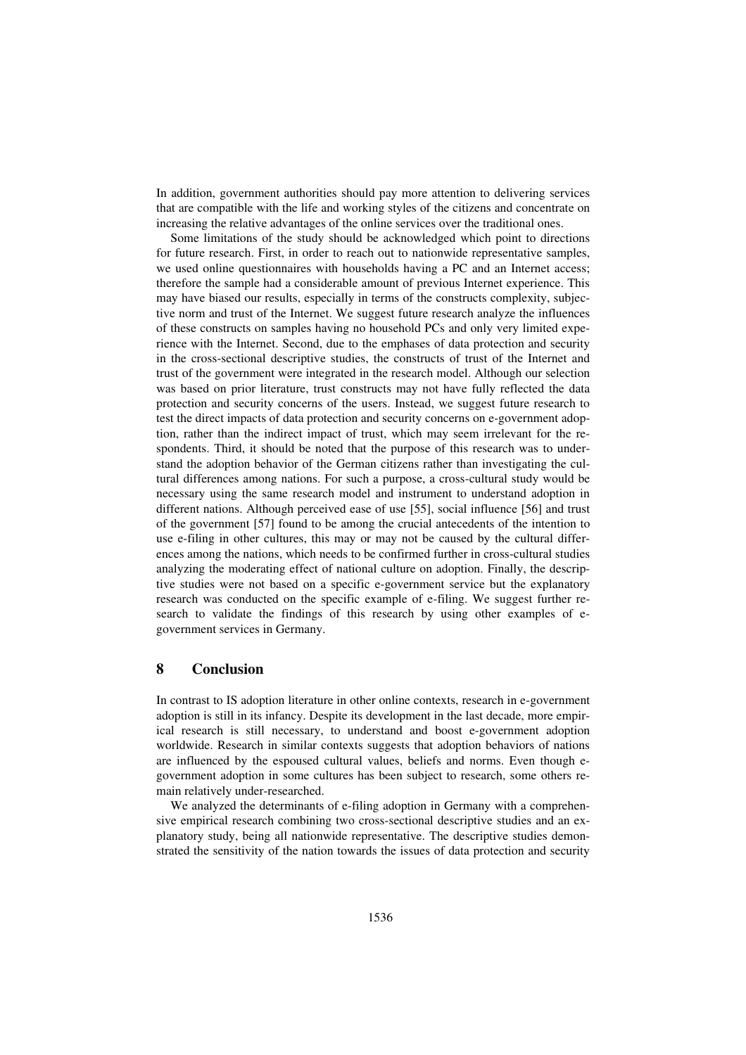In addition, government authorities should pay more attention to delivering services that are compatible with the life and working styles of the citizens and concentrate on increasing the relative advantages of the online services over the traditional ones.

Some limitations of the study should be acknowledged which point to directions for future research. First, in order to reach out to nationwide representative samples, we used online questionnaires with households having a PC and an Internet access; therefore the sample had a considerable amount of previous Internet experience. This may have biased our results, especially in terms of the constructs complexity, subjective norm and trust of the Internet. We suggest future research analyze the influences of these constructs on samples having no household PCs and only very limited experience with the Internet. Second, due to the emphases of data protection and security in the cross-sectional descriptive studies, the constructs of trust of the Internet and trust of the government were integrated in the research model. Although our selection was based on prior literature, trust constructs may not have fully reflected the data protection and security concerns of the users. Instead, we suggest future research to test the direct impacts of data protection and security concerns on e-government adoption, rather than the indirect impact of trust, which may seem irrelevant for the respondents. Third, it should be noted that the purpose of this research was to understand the adoption behavior of the German citizens rather than investigating the cultural differences among nations. For such a purpose, a cross-cultural study would be necessary using the same research model and instrument to understand adoption in different nations. Although perceived ease of use [55], social influence [56] and trust of the government [57] found to be among the crucial antecedents of the intention to use e-filing in other cultures, this may or may not be caused by the cultural differences among the nations, which needs to be confirmed further in cross-cultural studies analyzing the moderating effect of national culture on adoption. Finally, the descriptive studies were not based on a specific e-government service but the explanatory research was conducted on the specific example of e-filing. We suggest further research to validate the findings of this research by using other examples of e-government services in Germany.

## 8 Conclusion

In contrast to IS adoption literature in other online contexts, research in e-government adoption is still in its infancy. Despite its development in the last decade, more empirical research is still necessary, to understand and boost e-government adoption worldwide. Research in similar contexts suggests that adoption behaviors of nations are influenced by the espoused cultural values, beliefs and norms. Even though e-government adoption in some cultures has been subject to research, some others remain relatively under-researched.

We analyzed the determinants of e-filing adoption in Germany with a comprehensive empirical research combining two cross-sectional descriptive studies and an explanatory study, being all nationwide representative. The descriptive studies demonstrated the sensitivity of the nation towards the issues of data protection and security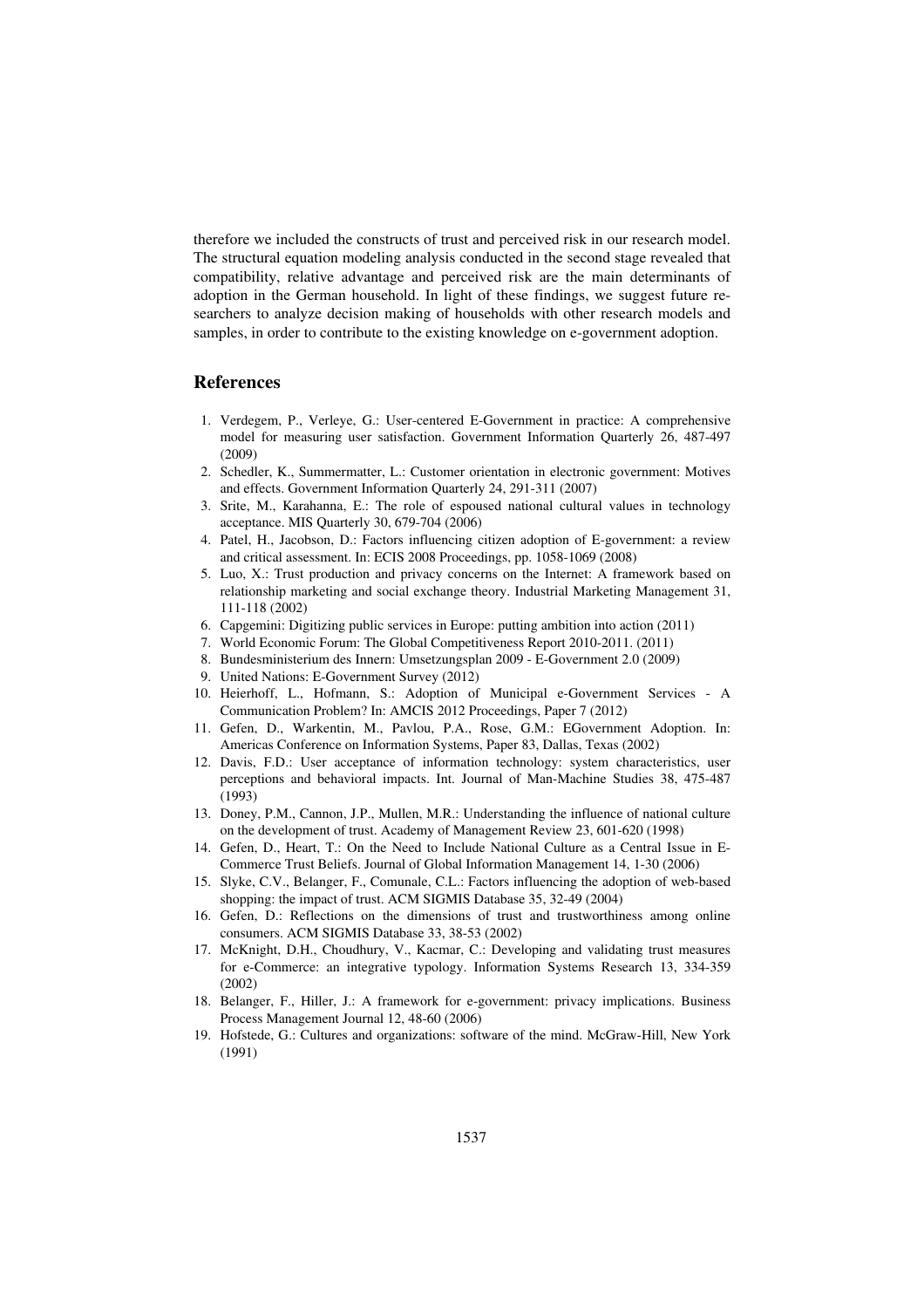therefore we included the constructs of trust and perceived risk in our research model. The structural equation modeling analysis conducted in the second stage revealed that compatibility, relative advantage and perceived risk are the main determinants of adoption in the German household. In light of these findings, we suggest future researchers to analyze decision making of households with other research models and samples, in order to contribute to the existing knowledge on e-government adoption.

## References

1. Verdegem, P., Verleye, G.: User-centered E-Government in practice: A comprehensive model for measuring user satisfaction. Government Information Quarterly 26, 487-497 (2009)
2. Schedler, K., Summermatter, L.: Customer orientation in electronic government: Motives and effects. Government Information Quarterly 24, 291-311 (2007)
3. Srite, M., Karahanna, E.: The role of espoused national cultural values in technology acceptance. MIS Quarterly 30, 679-704 (2006)
4. Patel, H., Jacobson, D.: Factors influencing citizen adoption of E-government: a review and critical assessment. In: ECIS 2008 Proceedings, pp. 1058-1069 (2008)
5. Luo, X.: Trust production and privacy concerns on the Internet: A framework based on relationship marketing and social exchange theory. Industrial Marketing Management 31, 111-118 (2002)
6. Capgemini: Digitizing public services in Europe: putting ambition into action (2011)
7. World Economic Forum: The Global Competitiveness Report 2010-2011. (2011)
8. Bundesministerium des Innern: Umsetzungsplan 2009 - E-Government 2.0 (2009)
9. United Nations: E-Government Survey (2012)
10. Heierhoff, L., Hofmann, S.: Adoption of Municipal e-Government Services - A Communication Problem? In: AMCIS 2012 Proceedings, Paper 7 (2012)
11. Gefen, D., Warkentin, M., Pavlou, P.A., Rose, G.M.: EGovernment Adoption. In: Americas Conference on Information Systems, Paper 83, Dallas, Texas (2002)
12. Davis, F.D.: User acceptance of information technology: system characteristics, user perceptions and behavioral impacts. Int. Journal of Man-Machine Studies 38, 475-487 (1993)
13. Doney, P.M., Cannon, J.P., Mullen, M.R.: Understanding the influence of national culture on the development of trust. Academy of Management Review 23, 601-620 (1998)
14. Gefen, D., Heart, T.: On the Need to Include National Culture as a Central Issue in E-Commerce Trust Beliefs. Journal of Global Information Management 14, 1-30 (2006)
15. Slyke, C.V., Belanger, F., Comunale, C.L.: Factors influencing the adoption of web-based shopping: the impact of trust. ACM SIGMIS Database 35, 32-49 (2004)
16. Gefen, D.: Reflections on the dimensions of trust and trustworthiness among online consumers. ACM SIGMIS Database 33, 38-53 (2002)
17. McKnight, D.H., Choudhury, V., Kacmar, C.: Developing and validating trust measures for e-Commerce: an integrative typology. Information Systems Research 13, 334-359 (2002)
18. Belanger, F., Hiller, J.: A framework for e-government: privacy implications. Business Process Management Journal 12, 48-60 (2006)
19. Hofstede, G.: Cultures and organizations: software of the mind. McGraw-Hill, New York (1991)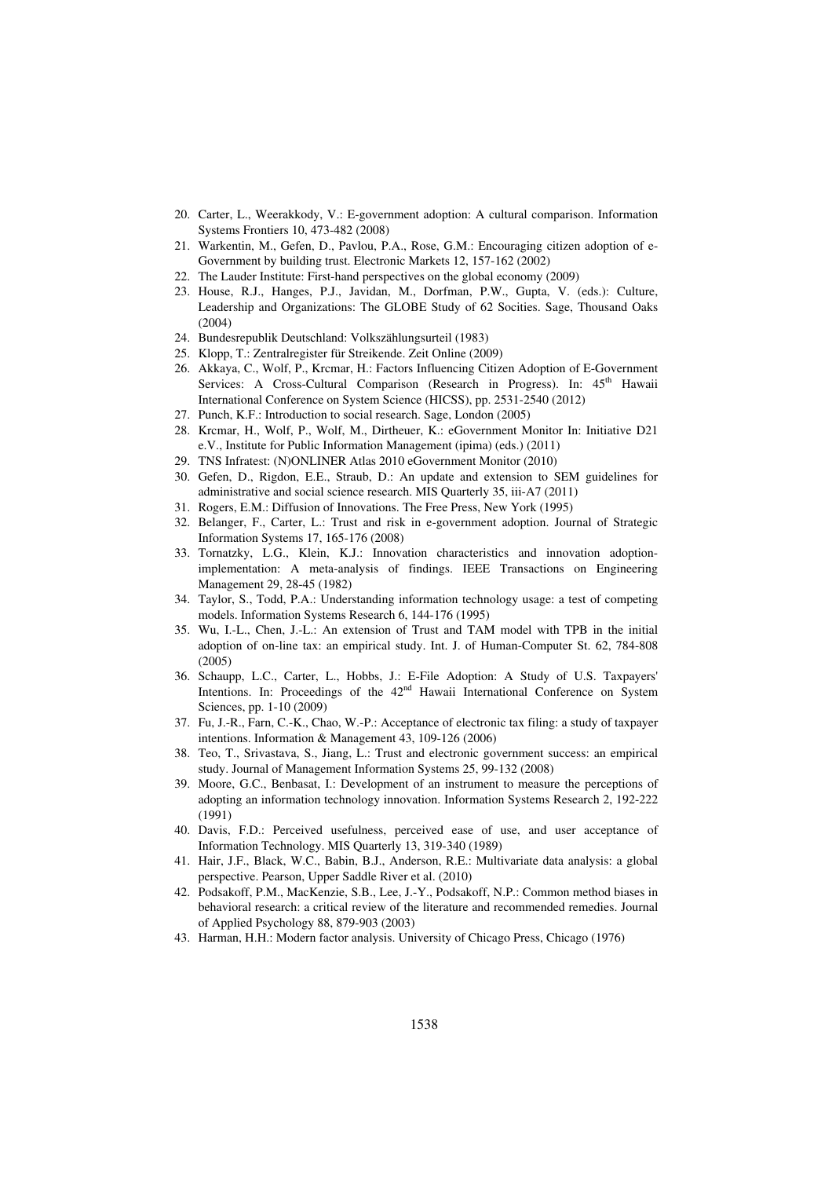20. Carter, L., Weerakkody, V.: E-government adoption: A cultural comparison. Information Systems Frontiers 10, 473-482 (2008)
21. Warkentin, M., Gefen, D., Pavlou, P.A., Rose, G.M.: Encouraging citizen adoption of e-Government by building trust. Electronic Markets 12, 157-162 (2002)
22. The Lauder Institute: First-hand perspectives on the global economy (2009)
23. House, R.J., Hanges, P.J., Javidan, M., Dorfman, P.W., Gupta, V. (eds.): Culture, Leadership and Organizations: The GLOBE Study of 62 Socities. Sage, Thousand Oaks (2004)
24. Bundesrepublik Deutschland: Volkszählungsurteil (1983)
25. Klopp, T.: Zentralregister für Streikende. Zeit Online (2009)
26. Akkaya, C., Wolf, P., Krcmar, H.: Factors Influencing Citizen Adoption of E-Government Services: A Cross-Cultural Comparison (Research in Progress). In: 45th Hawaii International Conference on System Science (HICSS), pp. 2531-2540 (2012)
27. Punch, K.F.: Introduction to social research. Sage, London (2005)
28. Krcmar, H., Wolf, P., Wolf, M., Dirtheuer, K.: eGovernment Monitor In: Initiative D21 e.V., Institute for Public Information Management (ipima) (eds.) (2011)
29. TNS Infratest: (N)ONLINER Atlas 2010 eGovernment Monitor (2010)
30. Gefen, D., Rigdon, E.E., Straub, D.: An update and extension to SEM guidelines for administrative and social science research. MIS Quarterly 35, iii-A7 (2011)
31. Rogers, E.M.: Diffusion of Innovations. The Free Press, New York (1995)
32. Belanger, F., Carter, L.: Trust and risk in e-government adoption. Journal of Strategic Information Systems 17, 165-176 (2008)
33. Tornatzky, L.G., Klein, K.J.: Innovation characteristics and innovation adoption-implementation: A meta-analysis of findings. IEEE Transactions on Engineering Management 29, 28-45 (1982)
34. Taylor, S., Todd, P.A.: Understanding information technology usage: a test of competing models. Information Systems Research 6, 144-176 (1995)
35. Wu, I.-L., Chen, J.-L.: An extension of Trust and TAM model with TPB in the initial adoption of on-line tax: an empirical study. Int. J. of Human-Computer St. 62, 784-808 (2005)
36. Schaupp, L.C., Carter, L., Hobbs, J.: E-File Adoption: A Study of U.S. Taxpayers' Intentions. In: Proceedings of the 42nd Hawaii International Conference on System Sciences, pp. 1-10 (2009)
37. Fu, J.-R., Farn, C.-K., Chao, W.-P.: Acceptance of electronic tax filing: a study of taxpayer intentions. Information & Management 43, 109-126 (2006)
38. Teo, T., Srivastava, S., Jiang, L.: Trust and electronic government success: an empirical study. Journal of Management Information Systems 25, 99-132 (2008)
39. Moore, G.C., Benbasat, I.: Development of an instrument to measure the perceptions of adopting an information technology innovation. Information Systems Research 2, 192-222 (1991)
40. Davis, F.D.: Perceived usefulness, perceived ease of use, and user acceptance of Information Technology. MIS Quarterly 13, 319-340 (1989)
41. Hair, J.F., Black, W.C., Babin, B.J., Anderson, R.E.: Multivariate data analysis: a global perspective. Pearson, Upper Saddle River et al. (2010)
42. Podsakoff, P.M., MacKenzie, S.B., Lee, J.-Y., Podsakoff, N.P.: Common method biases in behavioral research: a critical review of the literature and recommended remedies. Journal of Applied Psychology 88, 879-903 (2003)
43. Harman, H.H.: Modern factor analysis. University of Chicago Press, Chicago (1976)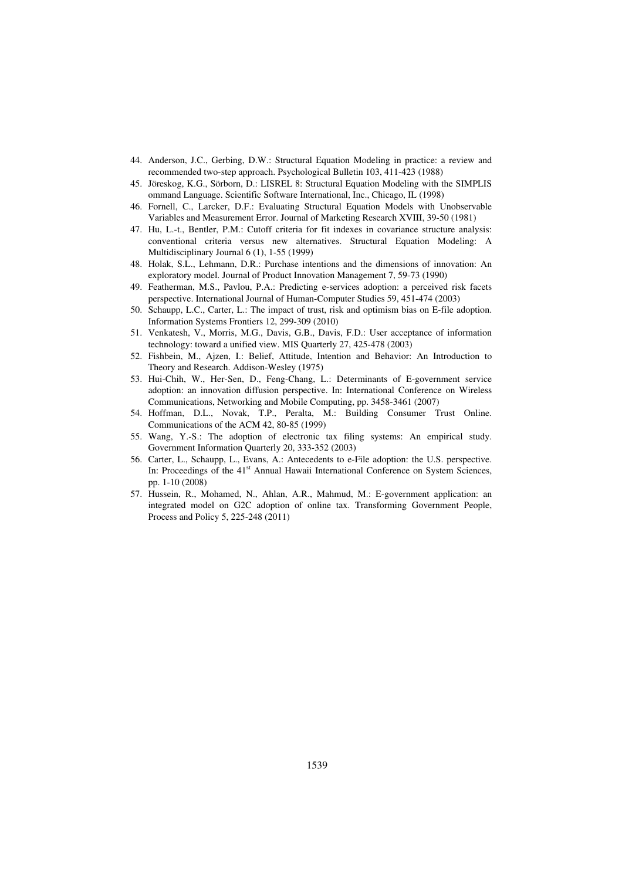44. Anderson, J.C., Gerbing, D.W.: Structural Equation Modeling in practice: a review and recommended two-step approach. Psychological Bulletin 103, 411-423 (1988)
45. Jöreskog, K.G., Sörborn, D.: LISREL 8: Structural Equation Modeling with the SIMPLIS ommand Language. Scientific Software International, Inc., Chicago, IL (1998)
46. Fornell, C., Larcker, D.F.: Evaluating Structural Equation Models with Unobservable Variables and Measurement Error. Journal of Marketing Research XVIII, 39-50 (1981)
47. Hu, L.-t., Bentler, P.M.: Cutoff criteria for fit indexes in covariance structure analysis: conventional criteria versus new alternatives. Structural Equation Modeling: A Multidisciplinary Journal 6 (1), 1-55 (1999)
48. Holak, S.L., Lehmann, D.R.: Purchase intentions and the dimensions of innovation: An exploratory model. Journal of Product Innovation Management 7, 59-73 (1990)
49. Featherman, M.S., Pavlou, P.A.: Predicting e-services adoption: a perceived risk facets perspective. International Journal of Human-Computer Studies 59, 451-474 (2003)
50. Schaupp, L.C., Carter, L.: The impact of trust, risk and optimism bias on E-file adoption. Information Systems Frontiers 12, 299-309 (2010)
51. Venkatesh, V., Morris, M.G., Davis, G.B., Davis, F.D.: User acceptance of information technology: toward a unified view. MIS Quarterly 27, 425-478 (2003)
52. Fishbein, M., Ajzen, I.: Belief, Attitude, Intention and Behavior: An Introduction to Theory and Research. Addison-Wesley (1975)
53. Hui-Chih, W., Her-Sen, D., Feng-Chang, L.: Determinants of E-government service adoption: an innovation diffusion perspective. In: International Conference on Wireless Communications, Networking and Mobile Computing, pp. 3458-3461 (2007)
54. Hoffman, D.L., Novak, T.P., Peralta, M.: Building Consumer Trust Online. Communications of the ACM 42, 80-85 (1999)
55. Wang, Y.-S.: The adoption of electronic tax filing systems: An empirical study. Government Information Quarterly 20, 333-352 (2003)
56. Carter, L., Schaupp, L., Evans, A.: Antecedents to e-File adoption: the U.S. perspective. In: Proceedings of the 41st Annual Hawaii International Conference on System Sciences, pp. 1-10 (2008)
57. Hussein, R., Mohamed, N., Ahlan, A.R., Mahmud, M.: E-government application: an integrated model on G2C adoption of online tax. Transforming Government People, Process and Policy 5, 225-248 (2011)